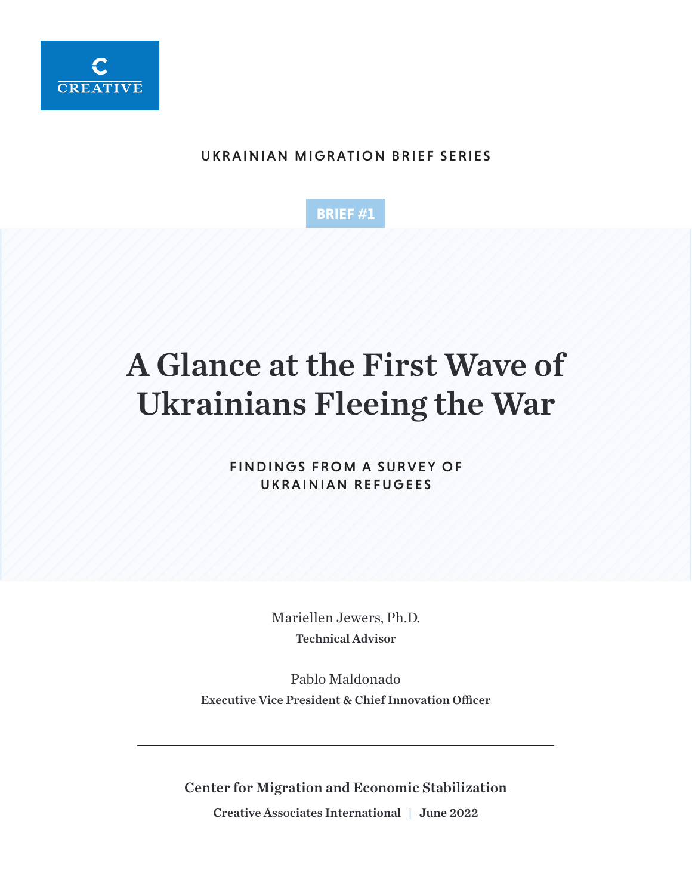CREATIVE

UKRAINIAN MIGRATION BRIEF SERIES

**BRIEF #1**

# A Glance at the First Wave of Ukrainians Fleeing the War

## FINDINGS FROM A SURVEY OF UKRAINIAN REFUGEES

Mariellen Jewers, Ph.D.
**Technical Advisor**

Pablo Maldonado
**Executive Vice President & Chief Innovation Officer**

---

**Center for Migration and Economic Stabilization**

**Creative Associates International | June 2022**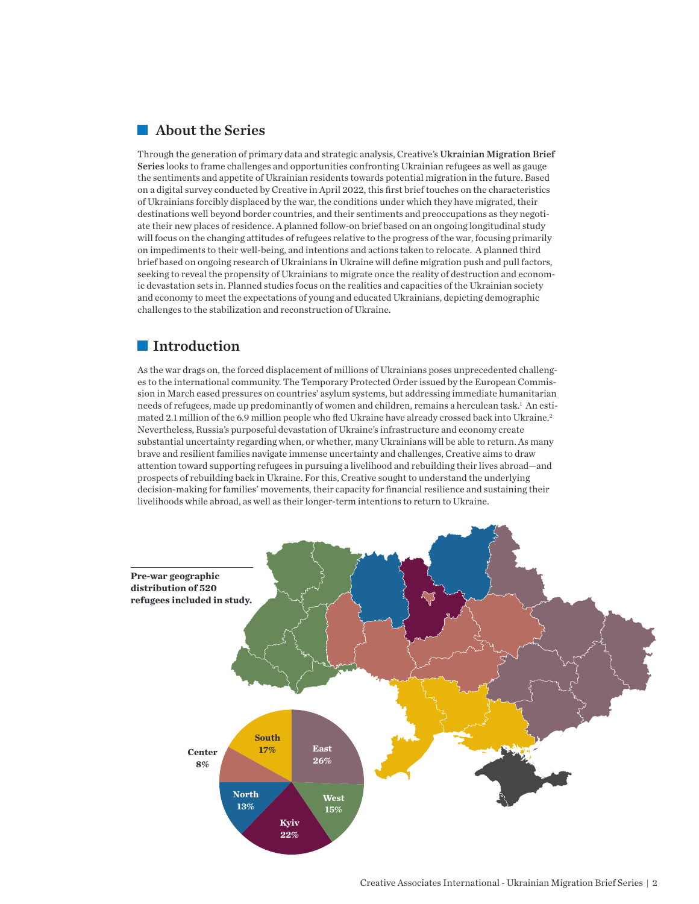## About the Series

Through the generation of primary data and strategic analysis, Creative's **Ukrainian Migration Brief Series** looks to frame challenges and opportunities confronting Ukrainian refugees as well as gauge the sentiments and appetite of Ukrainian residents towards potential migration in the future. Based on a digital survey conducted by Creative in April 2022, this first brief touches on the characteristics of Ukrainians forcibly displaced by the war, the conditions under which they have migrated, their destinations well beyond border countries, and their sentiments and preoccupations as they negotiate their new places of residence. A planned follow-on brief based on an ongoing longitudinal study will focus on the changing attitudes of refugees relative to the progress of the war, focusing primarily on impediments to their well-being, and intentions and actions taken to relocate. A planned third brief based on ongoing research of Ukrainians in Ukraine will define migration push and pull factors, seeking to reveal the propensity of Ukrainians to migrate once the reality of destruction and economic devastation sets in. Planned studies focus on the realities and capacities of the Ukrainian society and economy to meet the expectations of young and educated Ukrainians, depicting demographic challenges to the stabilization and reconstruction of Ukraine.

## Introduction

As the war drags on, the forced displacement of millions of Ukrainians poses unprecedented challenges to the international community. The Temporary Protected Order issued by the European Commission in March eased pressures on countries' asylum systems, but addressing immediate humanitarian needs of refugees, made up predominantly of women and children, remains a herculean task.[1] An estimated 2.1 million of the 6.9 million people who fled Ukraine have already crossed back into Ukraine.[2] Nevertheless, Russia's purposeful devastation of Ukraine's infrastructure and economy create substantial uncertainty regarding when, or whether, many Ukrainians will be able to return. As many brave and resilient families navigate immense uncertainty and challenges, Creative aims to draw attention toward supporting refugees in pursuing a livelihood and rebuilding their lives abroad—and prospects of rebuilding back in Ukraine. For this, Creative sought to understand the underlying decision-making for families' movements, their capacity for financial resilience and sustaining their livelihoods while abroad, as well as their longer-term intentions to return to Ukraine.

**Pre-war geographic distribution of 520 refugees included in study.**

| Region | Share |
|---|---|
| East | 26% |
| Kyiv | 22% |
| South | 17% |
| West | 15% |
| North | 13% |
| Center | 8% |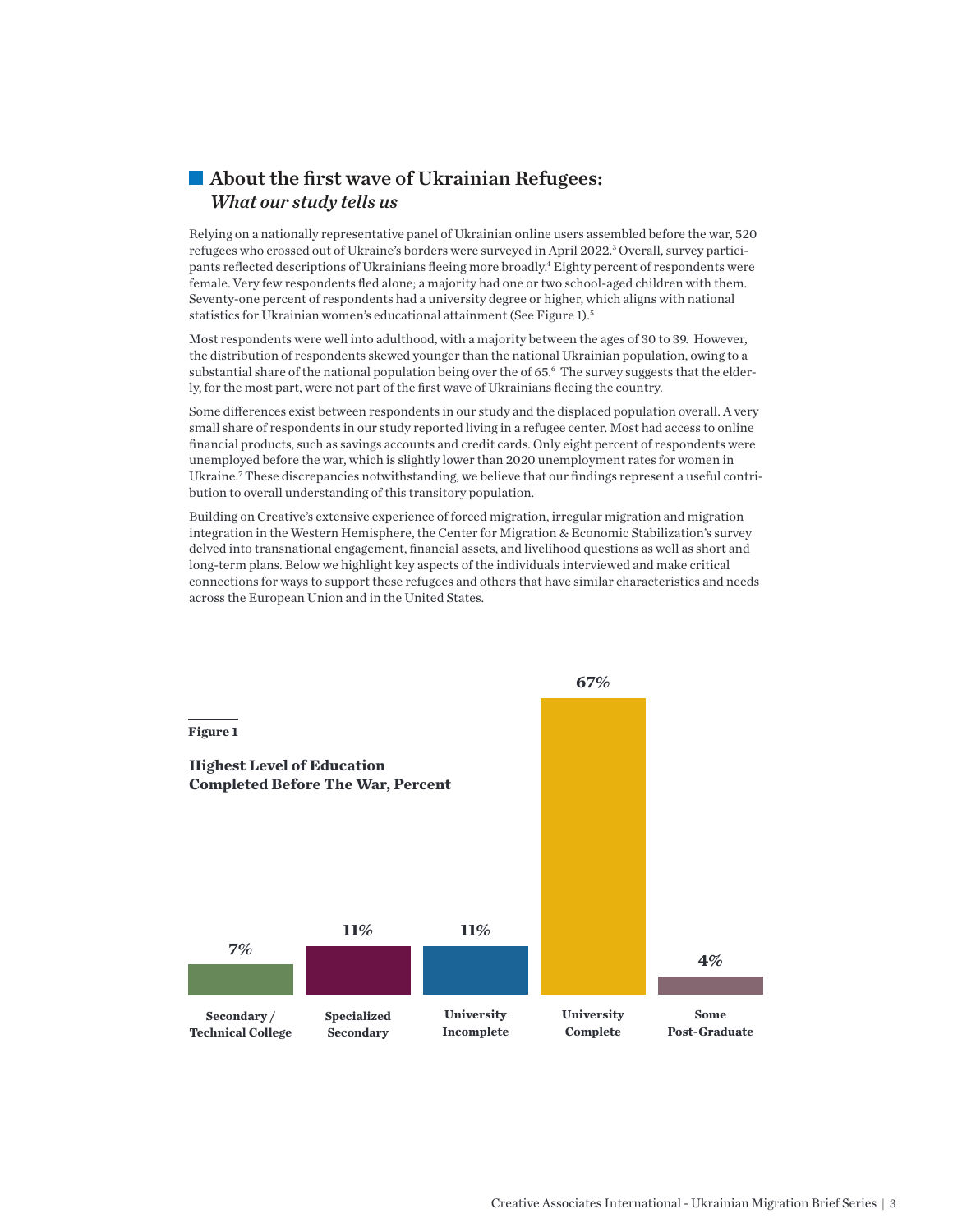## About the first wave of Ukrainian Refugees: *What our study tells us*

Relying on a nationally representative panel of Ukrainian online users assembled before the war, 520 refugees who crossed out of Ukraine's borders were surveyed in April 2022.[3] Overall, survey participants reflected descriptions of Ukrainians fleeing more broadly.[4] Eighty percent of respondents were female. Very few respondents fled alone; a majority had one or two school-aged children with them. Seventy-one percent of respondents had a university degree or higher, which aligns with national statistics for Ukrainian women's educational attainment (See Figure 1).[5]

Most respondents were well into adulthood, with a majority between the ages of 30 to 39. However, the distribution of respondents skewed younger than the national Ukrainian population, owing to a substantial share of the national population being over the of 65.[6] The survey suggests that the elderly, for the most part, were not part of the first wave of Ukrainians fleeing the country.

Some differences exist between respondents in our study and the displaced population overall. A very small share of respondents in our study reported living in a refugee center. Most had access to online financial products, such as savings accounts and credit cards. Only eight percent of respondents were unemployed before the war, which is slightly lower than 2020 unemployment rates for women in Ukraine.[7] These discrepancies notwithstanding, we believe that our findings represent a useful contribution to overall understanding of this transitory population.

Building on Creative's extensive experience of forced migration, irregular migration and migration integration in the Western Hemisphere, the Center for Migration & Economic Stabilization's survey delved into transnational engagement, financial assets, and livelihood questions as well as short and long-term plans. Below we highlight key aspects of the individuals interviewed and make critical connections for ways to support these refugees and others that have similar characteristics and needs across the European Union and in the United States.

**Figure 1**

**Highest Level of Education Completed Before The War, Percent**

7%
Secondary / Technical College

11%
Specialized Secondary

11%
University Incomplete

67%
University Complete

4%
Some Post-Graduate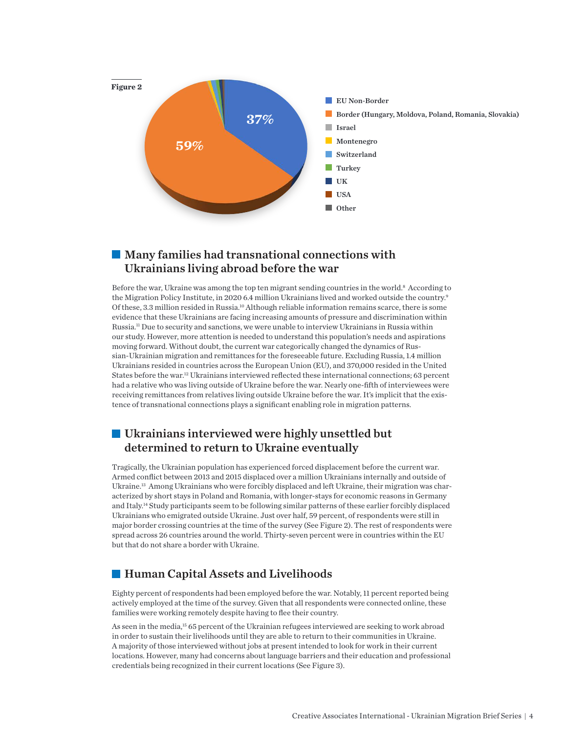**Figure 2**

37%

59%

EU Non-Border

Border (Hungary, Moldova, Poland, Romania, Slovakia)

Israel

Montenegro

Switzerland

Turkey

UK

USA

Other

## Many families had transnational connections with Ukrainians living abroad before the war

Before the war, Ukraine was among the top ten migrant sending countries in the world.[8] According to the Migration Policy Institute, in 2020 6.4 million Ukrainians lived and worked outside the country.[9] Of these, 3.3 million resided in Russia.[10] Although reliable information remains scarce, there is some evidence that these Ukrainians are facing increasing amounts of pressure and discrimination within Russia.[11] Due to security and sanctions, we were unable to interview Ukrainians in Russia within our study. However, more attention is needed to understand this population's needs and aspirations moving forward. Without doubt, the current war categorically changed the dynamics of Russian-Ukrainian migration and remittances for the foreseeable future. Excluding Russia, 1.4 million Ukrainians resided in countries across the European Union (EU), and 370,000 resided in the United States before the war.[12] Ukrainians interviewed reflected these international connections; 63 percent had a relative who was living outside of Ukraine before the war. Nearly one-fifth of interviewees were receiving remittances from relatives living outside Ukraine before the war. It's implicit that the existence of transnational connections plays a significant enabling role in migration patterns.

## Ukrainians interviewed were highly unsettled but determined to return to Ukraine eventually

Tragically, the Ukrainian population has experienced forced displacement before the current war. Armed conflict between 2013 and 2015 displaced over a million Ukrainians internally and outside of Ukraine.[13] Among Ukrainians who were forcibly displaced and left Ukraine, their migration was characterized by short stays in Poland and Romania, with longer-stays for economic reasons in Germany and Italy.[14] Study participants seem to be following similar patterns of these earlier forcibly displaced Ukrainians who emigrated outside Ukraine. Just over half, 59 percent, of respondents were still in major border crossing countries at the time of the survey (See Figure 2). The rest of respondents were spread across 26 countries around the world. Thirty-seven percent were in countries within the EU but that do not share a border with Ukraine.

## Human Capital Assets and Livelihoods

Eighty percent of respondents had been employed before the war. Notably, 11 percent reported being actively employed at the time of the survey. Given that all respondents were connected online, these families were working remotely despite having to flee their country.

As seen in the media,[15] 65 percent of the Ukrainian refugees interviewed are seeking to work abroad in order to sustain their livelihoods until they are able to return to their communities in Ukraine. A majority of those interviewed without jobs at present intended to look for work in their current locations. However, many had concerns about language barriers and their education and professional credentials being recognized in their current locations (See Figure 3).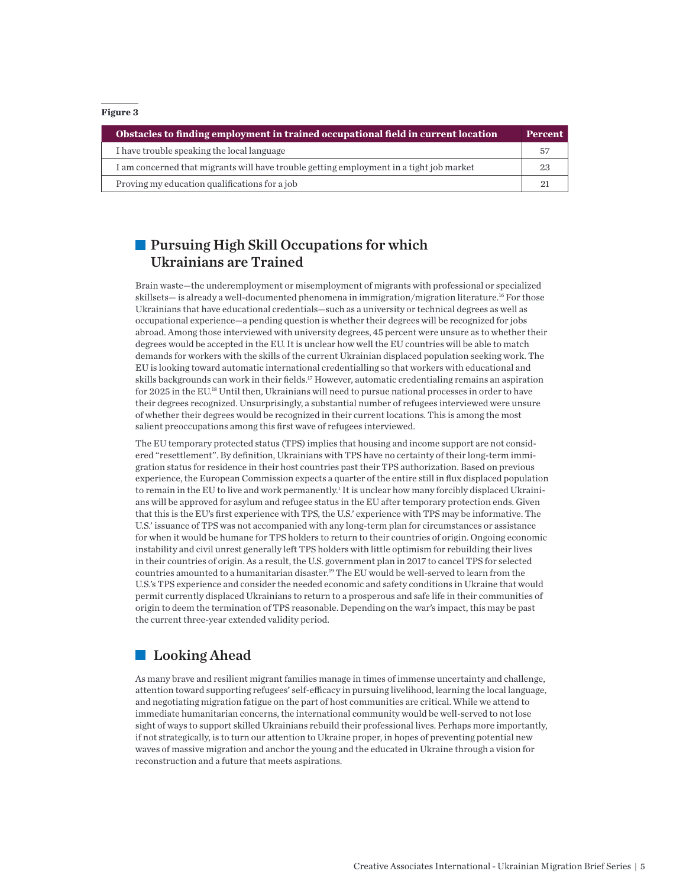**Figure 3**

| Obstacles to finding employment in trained occupational field in current location | Percent |
|---|---|
| I have trouble speaking the local language | 57 |
| I am concerned that migrants will have trouble getting employment in a tight job market | 23 |
| Proving my education qualifications for a job | 21 |

## Pursuing High Skill Occupations for which Ukrainians are Trained

Brain waste—the underemployment or misemployment of migrants with professional or specialized skillsets— is already a well-documented phenomena in immigration/migration literature.[16] For those Ukrainians that have educational credentials—such as a university or technical degrees as well as occupational experience—a pending question is whether their degrees will be recognized for jobs abroad. Among those interviewed with university degrees, 45 percent were unsure as to whether their degrees would be accepted in the EU. It is unclear how well the EU countries will be able to match demands for workers with the skills of the current Ukrainian displaced population seeking work. The EU is looking toward automatic international credentialling so that workers with educational and skills backgrounds can work in their fields.[17] However, automatic credentialing remains an aspiration for 2025 in the EU.[18] Until then, Ukrainians will need to pursue national processes in order to have their degrees recognized. Unsurprisingly, a substantial number of refugees interviewed were unsure of whether their degrees would be recognized in their current locations. This is among the most salient preoccupations among this first wave of refugees interviewed.

The EU temporary protected status (TPS) implies that housing and income support are not considered "resettlement". By definition, Ukrainians with TPS have no certainty of their long-term immigration status for residence in their host countries past their TPS authorization. Based on previous experience, the European Commission expects a quarter of the entire still in flux displaced population to remain in the EU to live and work permanently.[1] It is unclear how many forcibly displaced Ukrainians will be approved for asylum and refugee status in the EU after temporary protection ends. Given that this is the EU's first experience with TPS, the U.S.' experience with TPS may be informative. The U.S.' issuance of TPS was not accompanied with any long-term plan for circumstances or assistance for when it would be humane for TPS holders to return to their countries of origin. Ongoing economic instability and civil unrest generally left TPS holders with little optimism for rebuilding their lives in their countries of origin. As a result, the U.S. government plan in 2017 to cancel TPS for selected countries amounted to a humanitarian disaster.[19] The EU would be well-served to learn from the U.S.'s TPS experience and consider the needed economic and safety conditions in Ukraine that would permit currently displaced Ukrainians to return to a prosperous and safe life in their communities of origin to deem the termination of TPS reasonable. Depending on the war's impact, this may be past the current three-year extended validity period.

## Looking Ahead

As many brave and resilient migrant families manage in times of immense uncertainty and challenge, attention toward supporting refugees' self-efficacy in pursuing livelihood, learning the local language, and negotiating migration fatigue on the part of host communities are critical. While we attend to immediate humanitarian concerns, the international community would be well-served to not lose sight of ways to support skilled Ukrainians rebuild their professional lives. Perhaps more importantly, if not strategically, is to turn our attention to Ukraine proper, in hopes of preventing potential new waves of massive migration and anchor the young and the educated in Ukraine through a vision for reconstruction and a future that meets aspirations.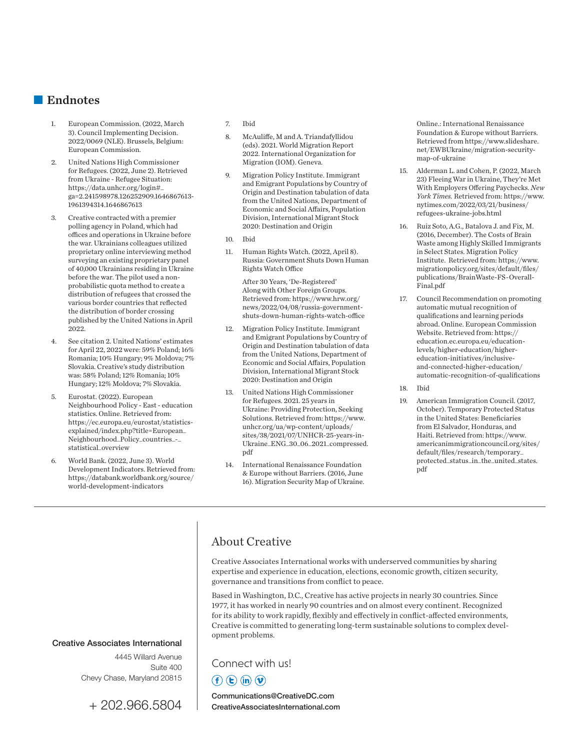## Endnotes

1. European Commission. (2022, March 3). Council Implementing Decision. 2022/0069 (NLE). Brussels, Belgium: European Commission.
2. United Nations High Commissioner for Refugees. (2022, June 2). Retrieved from Ukraine - Refugee Situation: https://data.unhcr.org/login#_ga=2.241598978.126252909.1646867613-1961394314.1646867613
3. Creative contracted with a premier polling agency in Poland, which had offices and operations in Ukraine before the war. Ukrainians colleagues utilized proprietary online interviewing method surveying an existing proprietary panel of 40,000 Ukrainians residing in Ukraine before the war. The pilot used a non-probabilistic quota method to create a distribution of refugees that crossed the various border countries that reflected the distribution of border crossing published by the United Nations in April 2022.
4. See citation 2. United Nations' estimates for April 22, 2022 were: 59% Poland; 16% Romania; 10% Hungary; 9% Moldova; 7% Slovakia. Creative's study distribution was: 58% Poland; 12% Romania; 10% Hungary; 12% Moldova; 7% Slovakia.
5. Eurostat. (2022). European Neighbourhood Policy - East - education statistics. Online. Retrieved from: https://ec.europa.eu/eurostat/statistics-explained/index.php?title=European_Neighbourhood_Policy_countries_-_statistical_overview
6. World Bank. (2022, June 3). World Development Indicators. Retrieved from: https://databank.worldbank.org/source/world-development-indicators
7. Ibid
8. McAuliffe, M and A. Triandafyllidou (eds). 2021. World Migration Report 2022. International Organization for Migration (IOM). Geneva.
9. Migration Policy Institute. Immigrant and Emigrant Populations by Country of Origin and Destination tabulation of data from the United Nations, Department of Economic and Social Affairs, Population Division, International Migrant Stock 2020: Destination and Origin
10. Ibid
11. Human Rights Watch. (2022, April 8). Russia: Government Shuts Down Human Rights Watch Office

    After 30 Years, 'De-Registered' Along with Other Foreign Groups. Retrieved from: https://www.hrw.org/news/2022/04/08/russia-government-shuts-down-human-rights-watch-office
12. Migration Policy Institute. Immigrant and Emigrant Populations by Country of Origin and Destination tabulation of data from the United Nations, Department of Economic and Social Affairs, Population Division, International Migrant Stock 2020: Destination and Origin
13. United Nations High Commissioner for Refugees. 2021. 25 years in Ukraine: Providing Protection, Seeking Solutions. Retrieved from: https://www.unhcr.org/ua/wp-content/uploads/sites/38/2021/07/UNHCR-25-years-in-Ukraine_ENG_30_06_2021_compressed.pdf
14. International Renaissance Foundation & Europe without Barriers. (2016, June 16). Migration Security Map of Ukraine. Online.: International Renaissance Foundation & Europe without Barriers. Retrieved from https://www.slideshare.net/EWBUkraine/migration-security-map-of-ukraine
15. Alderman L. and Cohen, P. (2022, March 23) Fleeing War in Ukraine, They're Met With Employers Offering Paychecks. *New York Times.* Retrieved from: https://www.nytimes.com/2022/03/21/business/refugees-ukraine-jobs.html
16. Ruiz Soto, A.G., Batalova J. and Fix, M. (2016, December). The Costs of Brain Waste among Highly Skilled Immigrants in Select States. Migration Policy Institute. Retrieved from: https://www.migrationpolicy.org/sites/default/files/publications/BrainWaste-FS-Overall-Final.pdf
17. Council Recommendation on promoting automatic mutual recognition of qualifications and learning periods abroad. Online. European Commission Website. Retrieved from: https://education.ec.europa.eu/education-levels/higher-education/higher-education-initiatives/inclusive-and-connected-higher-education/automatic-recognition-of-qualifications
18. Ibid
19. American Immigration Council. (2017, October). Temporary Protected Status in the United States: Beneficiaries from El Salvador, Honduras, and Haiti. Retrieved from: https://www.americanimmigrationcouncil.org/sites/default/files/research/temporary_protected_status_in_the_united_states.pdf

---

**Creative Associates International**

4445 Willard Avenue
Suite 400
Chevy Chase, Maryland 20815

+ 202.966.5804

## About Creative

Creative Associates International works with underserved communities by sharing expertise and experience in education, elections, economic growth, citizen security, governance and transitions from conflict to peace.

Based in Washington, D.C., Creative has active projects in nearly 30 countries. Since 1977, it has worked in nearly 90 countries and on almost every continent. Recognized for its ability to work rapidly, flexibly and effectively in conflict-affected environments, Creative is committed to generating long-term sustainable solutions to complex development problems.

Connect with us!

Communications@CreativeDC.com
CreativeAssociatesInternational.com